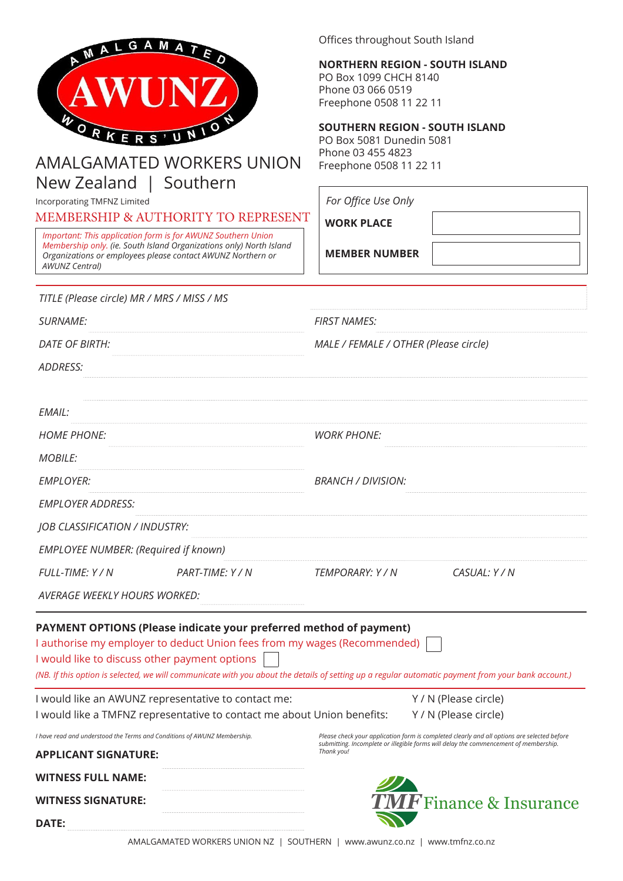AMALGAMATED AWUNZ WORKERS' UNION

# AMALGAMATED WORKERS UNION New Zealand | Southern

Incorporating TMFNZ Limited

## MEMBERSHIP & AUTHORITY TO REPRESENT

*Important: This application form is for AWUNZ Southern Union Membership only. (ie. South Island Organizations only) North Island Organizations or employees please contact AWUNZ Northern or AWUNZ Central)*

Offices throughout South Island

**NORTHERN REGION - SOUTH ISLAND**
PO Box 1099 CHCH 8140
Phone 03 066 0519
Freephone 0508 11 22 11

**SOUTHERN REGION - SOUTH ISLAND**
PO Box 5081 Dunedin 5081
Phone 03 455 4823
Freephone 0508 11 22 11

| *For Office Use Only* | |
|---|---|
| **WORK PLACE** | |
| **MEMBER NUMBER** | |

*TITLE (Please circle) MR / MRS / MISS / MS*

*SURNAME:* ____________ *FIRST NAMES:* ____________

*DATE OF BIRTH:* ____________ *MALE / FEMALE / OTHER (Please circle)*

*ADDRESS:* ____________

*EMAIL:* ____________

*HOME PHONE:* ____________ *WORK PHONE:* ____________

*MOBILE:* ____________

*EMPLOYER:* ____________ *BRANCH / DIVISION:* ____________

*EMPLOYER ADDRESS:* ____________

*JOB CLASSIFICATION / INDUSTRY:* ____________

*EMPLOYEE NUMBER: (Required if known)* ____________

*FULL-TIME: Y / N* *PART-TIME: Y / N* *TEMPORARY: Y / N* *CASUAL: Y / N*

*AVERAGE WEEKLY HOURS WORKED:* ____________

**PAYMENT OPTIONS (Please indicate your preferred method of payment)**

I authorise my employer to deduct Union fees from my wages (Recommended) ☐

I would like to discuss other payment options ☐

*(NB. If this option is selected, we will communicate with you about the details of setting up a regular automatic payment from your bank account.)*

I would like an AWUNZ representative to contact me: Y / N (Please circle)

I would like a TMFNZ representative to contact me about Union benefits: Y / N (Please circle)

*I have read and understood the Terms and Conditions of AWUNZ Membership.*

*Please check your application form is completed clearly and all options are selected before submitting. Incomplete or illegible forms will delay the commencement of membership. Thank you!*

**APPLICANT SIGNATURE:** ____________

**WITNESS FULL NAME:** ____________

**WITNESS SIGNATURE:** ____________

**DATE:** ____________

TMF Finance & Insurance

AMALGAMATED WORKERS UNION NZ | SOUTHERN | www.awunz.co.nz | www.tmfnz.co.nz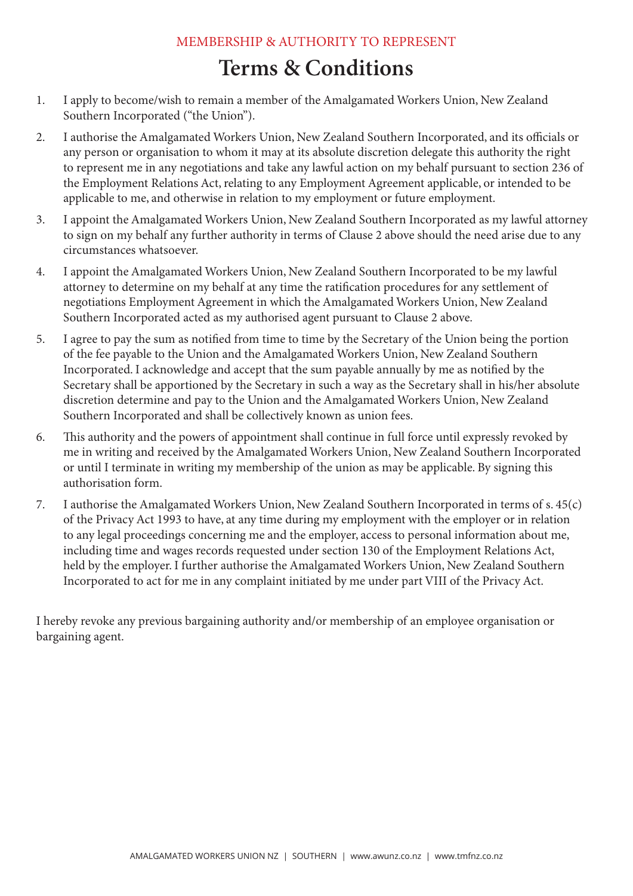MEMBERSHIP & AUTHORITY TO REPRESENT

# Terms & Conditions

1. I apply to become/wish to remain a member of the Amalgamated Workers Union, New Zealand Southern Incorporated ("the Union").
2. I authorise the Amalgamated Workers Union, New Zealand Southern Incorporated, and its officials or any person or organisation to whom it may at its absolute discretion delegate this authority the right to represent me in any negotiations and take any lawful action on my behalf pursuant to section 236 of the Employment Relations Act, relating to any Employment Agreement applicable, or intended to be applicable to me, and otherwise in relation to my employment or future employment.
3. I appoint the Amalgamated Workers Union, New Zealand Southern Incorporated as my lawful attorney to sign on my behalf any further authority in terms of Clause 2 above should the need arise due to any circumstances whatsoever.
4. I appoint the Amalgamated Workers Union, New Zealand Southern Incorporated to be my lawful attorney to determine on my behalf at any time the ratification procedures for any settlement of negotiations Employment Agreement in which the Amalgamated Workers Union, New Zealand Southern Incorporated acted as my authorised agent pursuant to Clause 2 above.
5. I agree to pay the sum as notified from time to time by the Secretary of the Union being the portion of the fee payable to the Union and the Amalgamated Workers Union, New Zealand Southern Incorporated. I acknowledge and accept that the sum payable annually by me as notified by the Secretary shall be apportioned by the Secretary in such a way as the Secretary shall in his/her absolute discretion determine and pay to the Union and the Amalgamated Workers Union, New Zealand Southern Incorporated and shall be collectively known as union fees.
6. This authority and the powers of appointment shall continue in full force until expressly revoked by me in writing and received by the Amalgamated Workers Union, New Zealand Southern Incorporated or until I terminate in writing my membership of the union as may be applicable. By signing this authorisation form.
7. I authorise the Amalgamated Workers Union, New Zealand Southern Incorporated in terms of s. 45(c) of the Privacy Act 1993 to have, at any time during my employment with the employer or in relation to any legal proceedings concerning me and the employer, access to personal information about me, including time and wages records requested under section 130 of the Employment Relations Act, held by the employer. I further authorise the Amalgamated Workers Union, New Zealand Southern Incorporated to act for me in any complaint initiated by me under part VIII of the Privacy Act.

I hereby revoke any previous bargaining authority and/or membership of an employee organisation or bargaining agent.